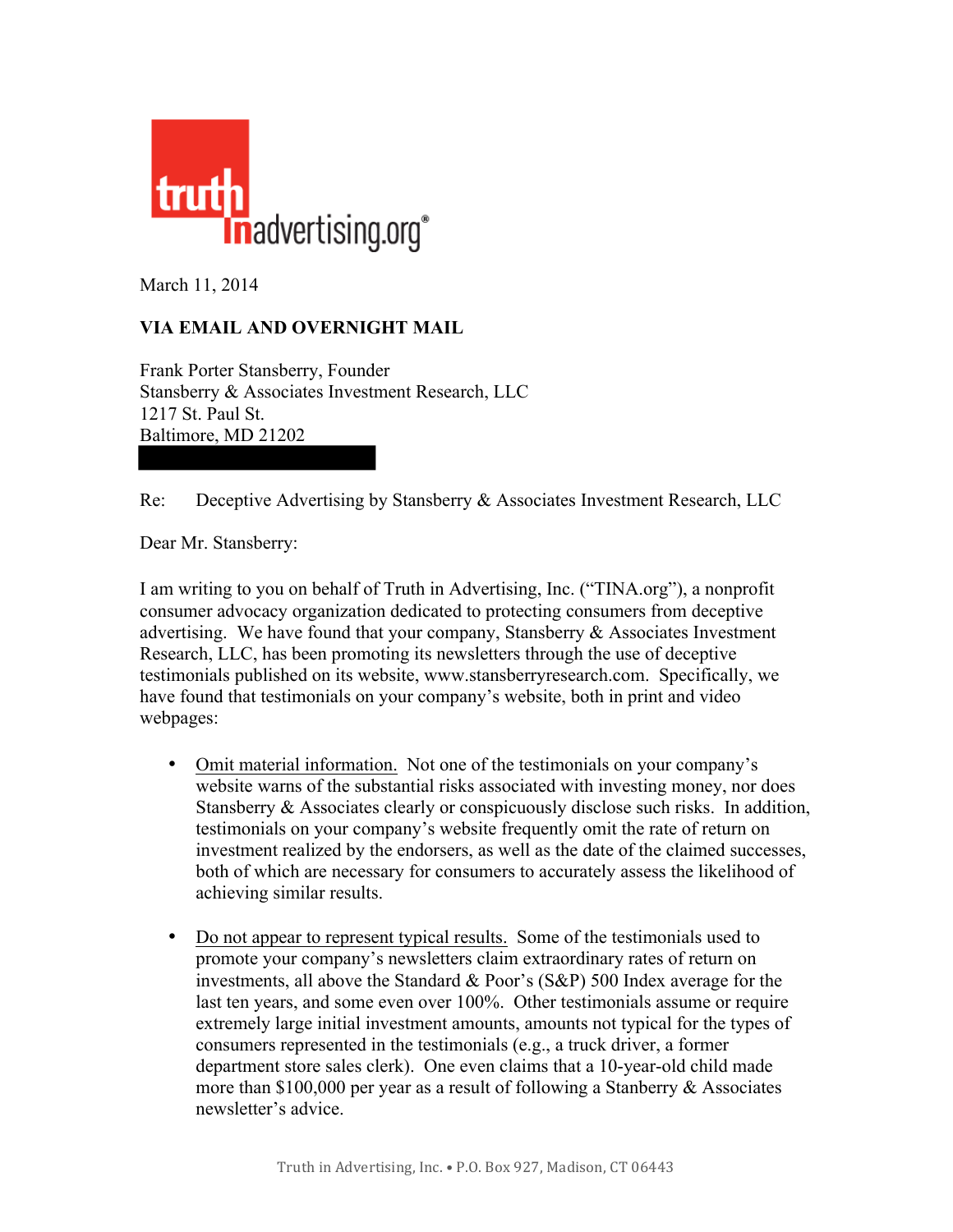truth in advertising.org®

March 11, 2014

**VIA EMAIL AND OVERNIGHT MAIL**

Frank Porter Stansberry, Founder
Stansberry & Associates Investment Research, LLC
1217 St. Paul St.
Baltimore, MD 21202

Re: Deceptive Advertising by Stansberry & Associates Investment Research, LLC

Dear Mr. Stansberry:

I am writing to you on behalf of Truth in Advertising, Inc. ("TINA.org"), a nonprofit consumer advocacy organization dedicated to protecting consumers from deceptive advertising. We have found that your company, Stansberry & Associates Investment Research, LLC, has been promoting its newsletters through the use of deceptive testimonials published on its website, www.stansberryresearch.com. Specifically, we have found that testimonials on your company's website, both in print and video webpages:

- <u>Omit material information.</u> Not one of the testimonials on your company's website warns of the substantial risks associated with investing money, nor does Stansberry & Associates clearly or conspicuously disclose such risks. In addition, testimonials on your company's website frequently omit the rate of return on investment realized by the endorsers, as well as the date of the claimed successes, both of which are necessary for consumers to accurately assess the likelihood of achieving similar results.

- <u>Do not appear to represent typical results.</u> Some of the testimonials used to promote your company's newsletters claim extraordinary rates of return on investments, all above the Standard & Poor's (S&P) 500 Index average for the last ten years, and some even over 100%. Other testimonials assume or require extremely large initial investment amounts, amounts not typical for the types of consumers represented in the testimonials (e.g., a truck driver, a former department store sales clerk). One even claims that a 10-year-old child made more than $100,000 per year as a result of following a Stanberry & Associates newsletter's advice.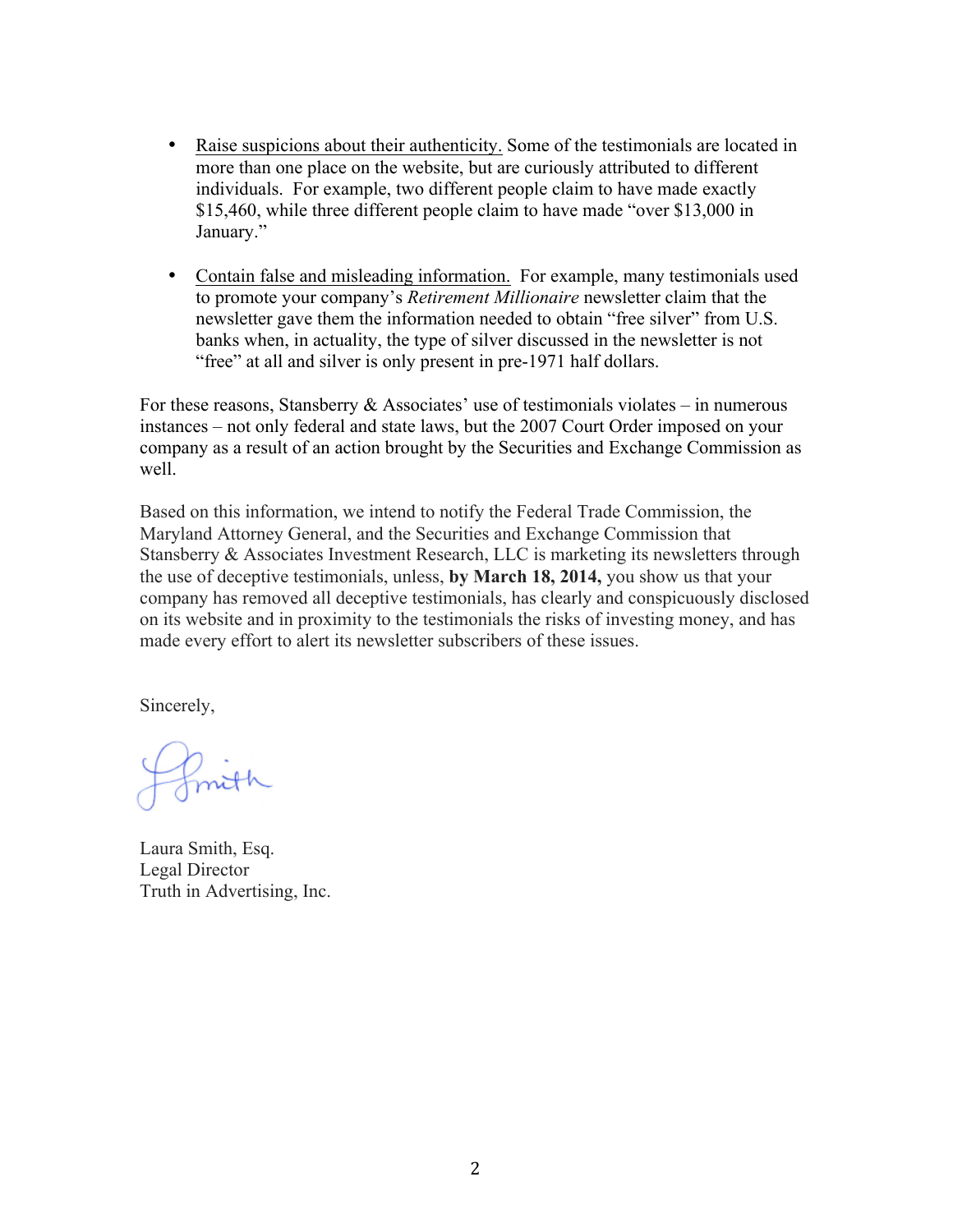- Raise suspicions about their authenticity. Some of the testimonials are located in more than one place on the website, but are curiously attributed to different individuals. For example, two different people claim to have made exactly $15,460, while three different people claim to have made "over $13,000 in January."

- Contain false and misleading information. For example, many testimonials used to promote your company's *Retirement Millionaire* newsletter claim that the newsletter gave them the information needed to obtain "free silver" from U.S. banks when, in actuality, the type of silver discussed in the newsletter is not "free" at all and silver is only present in pre-1971 half dollars.

For these reasons, Stansberry & Associates' use of testimonials violates – in numerous instances – not only federal and state laws, but the 2007 Court Order imposed on your company as a result of an action brought by the Securities and Exchange Commission as well.

Based on this information, we intend to notify the Federal Trade Commission, the Maryland Attorney General, and the Securities and Exchange Commission that Stansberry & Associates Investment Research, LLC is marketing its newsletters through the use of deceptive testimonials, unless, **by March 18, 2014,** you show us that your company has removed all deceptive testimonials, has clearly and conspicuously disclosed on its website and in proximity to the testimonials the risks of investing money, and has made every effort to alert its newsletter subscribers of these issues.

Sincerely,

L Smith

Laura Smith, Esq.
Legal Director
Truth in Advertising, Inc.